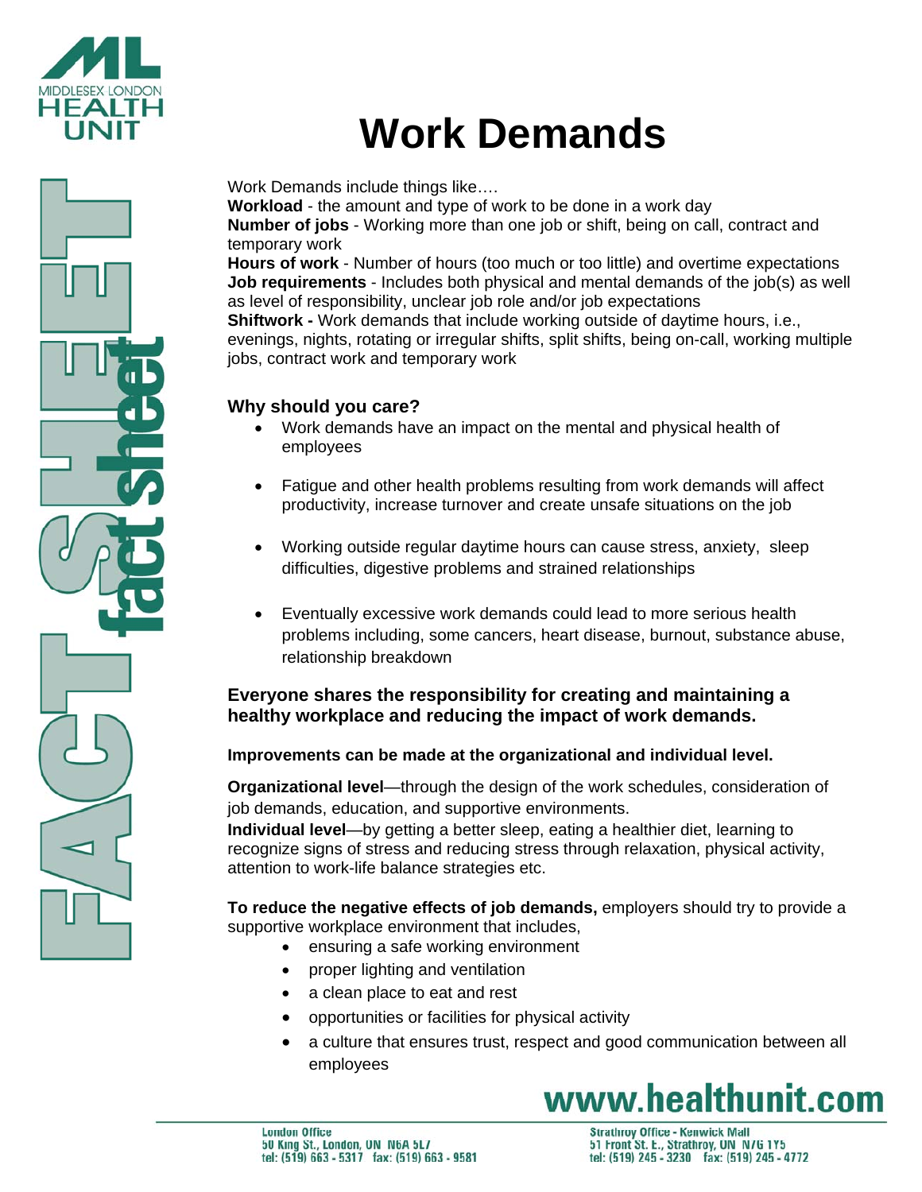# Work Demands

Work Demands include things like….

**Workload** - the amount and type of work to be done in a work day

**Number of jobs** - Working more than one job or shift, being on call, contract and temporary work

**Hours of work** - Number of hours (too much or too little) and overtime expectations

**Job requirements** - Includes both physical and mental demands of the job(s) as well as level of responsibility, unclear job role and/or job expectations

**Shiftwork -** Work demands that include working outside of daytime hours, i.e., evenings, nights, rotating or irregular shifts, split shifts, being on-call, working multiple jobs, contract work and temporary work

## Why should you care?

- Work demands have an impact on the mental and physical health of employees
- Fatigue and other health problems resulting from work demands will affect productivity, increase turnover and create unsafe situations on the job
- Working outside regular daytime hours can cause stress, anxiety, sleep difficulties, digestive problems and strained relationships
- Eventually excessive work demands could lead to more serious health problems including, some cancers, heart disease, burnout, substance abuse, relationship breakdown

**Everyone shares the responsibility for creating and maintaining a healthy workplace and reducing the impact of work demands.**

**Improvements can be made at the organizational and individual level.**

**Organizational level**—through the design of the work schedules, consideration of job demands, education, and supportive environments.

**Individual level**—by getting a better sleep, eating a healthier diet, learning to recognize signs of stress and reducing stress through relaxation, physical activity, attention to work-life balance strategies etc.

**To reduce the negative effects of job demands,** employers should try to provide a supportive workplace environment that includes,

- ensuring a safe working environment
- proper lighting and ventilation
- a clean place to eat and rest
- opportunities or facilities for physical activity
- a culture that ensures trust, respect and good communication between all employees

www.healthunit.com

London Office
50 King St., London, ON N6A 5L7
tel: (519) 663 - 5317 fax: (519) 663 - 9581

Strathroy Office - Kenwick Mall
51 Front St. E., Strathroy, ON N7G 1Y5
tel: (519) 245 - 3230 fax: (519) 245 - 4772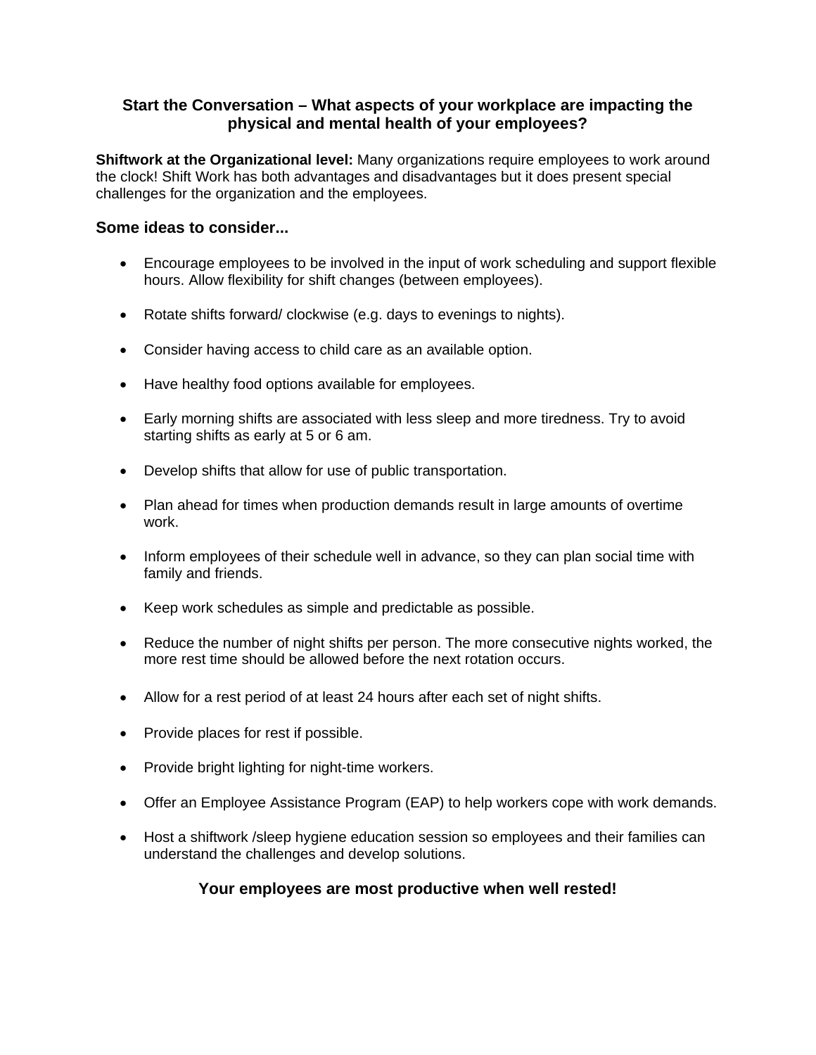## Start the Conversation – What aspects of your workplace are impacting the physical and mental health of your employees?

**Shiftwork at the Organizational level:** Many organizations require employees to work around the clock! Shift Work has both advantages and disadvantages but it does present special challenges for the organization and the employees.

### Some ideas to consider...

- Encourage employees to be involved in the input of work scheduling and support flexible hours. Allow flexibility for shift changes (between employees).
- Rotate shifts forward/ clockwise (e.g. days to evenings to nights).
- Consider having access to child care as an available option.
- Have healthy food options available for employees.
- Early morning shifts are associated with less sleep and more tiredness. Try to avoid starting shifts as early at 5 or 6 am.
- Develop shifts that allow for use of public transportation.
- Plan ahead for times when production demands result in large amounts of overtime work.
- Inform employees of their schedule well in advance, so they can plan social time with family and friends.
- Keep work schedules as simple and predictable as possible.
- Reduce the number of night shifts per person. The more consecutive nights worked, the more rest time should be allowed before the next rotation occurs.
- Allow for a rest period of at least 24 hours after each set of night shifts.
- Provide places for rest if possible.
- Provide bright lighting for night-time workers.
- Offer an Employee Assistance Program (EAP) to help workers cope with work demands.
- Host a shiftwork /sleep hygiene education session so employees and their families can understand the challenges and develop solutions.

**Your employees are most productive when well rested!**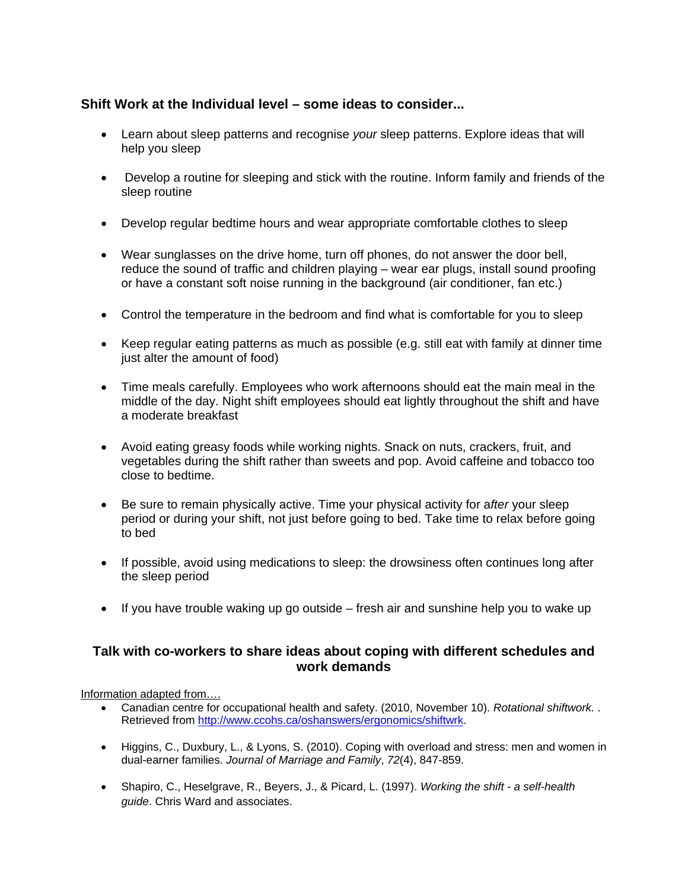### Shift Work at the Individual level – some ideas to consider...

- Learn about sleep patterns and recognise *your* sleep patterns. Explore ideas that will help you sleep

- Develop a routine for sleeping and stick with the routine. Inform family and friends of the sleep routine

- Develop regular bedtime hours and wear appropriate comfortable clothes to sleep

- Wear sunglasses on the drive home, turn off phones, do not answer the door bell, reduce the sound of traffic and children playing – wear ear plugs, install sound proofing or have a constant soft noise running in the background (air conditioner, fan etc.)

- Control the temperature in the bedroom and find what is comfortable for you to sleep

- Keep regular eating patterns as much as possible (e.g. still eat with family at dinner time just alter the amount of food)

- Time meals carefully. Employees who work afternoons should eat the main meal in the middle of the day. Night shift employees should eat lightly throughout the shift and have a moderate breakfast

- Avoid eating greasy foods while working nights. Snack on nuts, crackers, fruit, and vegetables during the shift rather than sweets and pop. Avoid caffeine and tobacco too close to bedtime.

- Be sure to remain physically active. Time your physical activity for a*fter* your sleep period or during your shift, not just before going to bed. Take time to relax before going to bed

- If possible, avoid using medications to sleep: the drowsiness often continues long after the sleep period

- If you have trouble waking up go outside – fresh air and sunshine help you to wake up

**Talk with co-workers to share ideas about coping with different schedules and work demands**

Information adapted from….

- Canadian centre for occupational health and safety. (2010, November 10). *Rotational shiftwork.* . Retrieved from http://www.ccohs.ca/oshanswers/ergonomics/shiftwrk.

- Higgins, C., Duxbury, L., & Lyons, S. (2010). Coping with overload and stress: men and women in dual-earner families. *Journal of Marriage and Family*, *72*(4), 847-859.

- Shapiro, C., Heselgrave, R., Beyers, J., & Picard, L. (1997). *Working the shift - a self-health guide*. Chris Ward and associates.